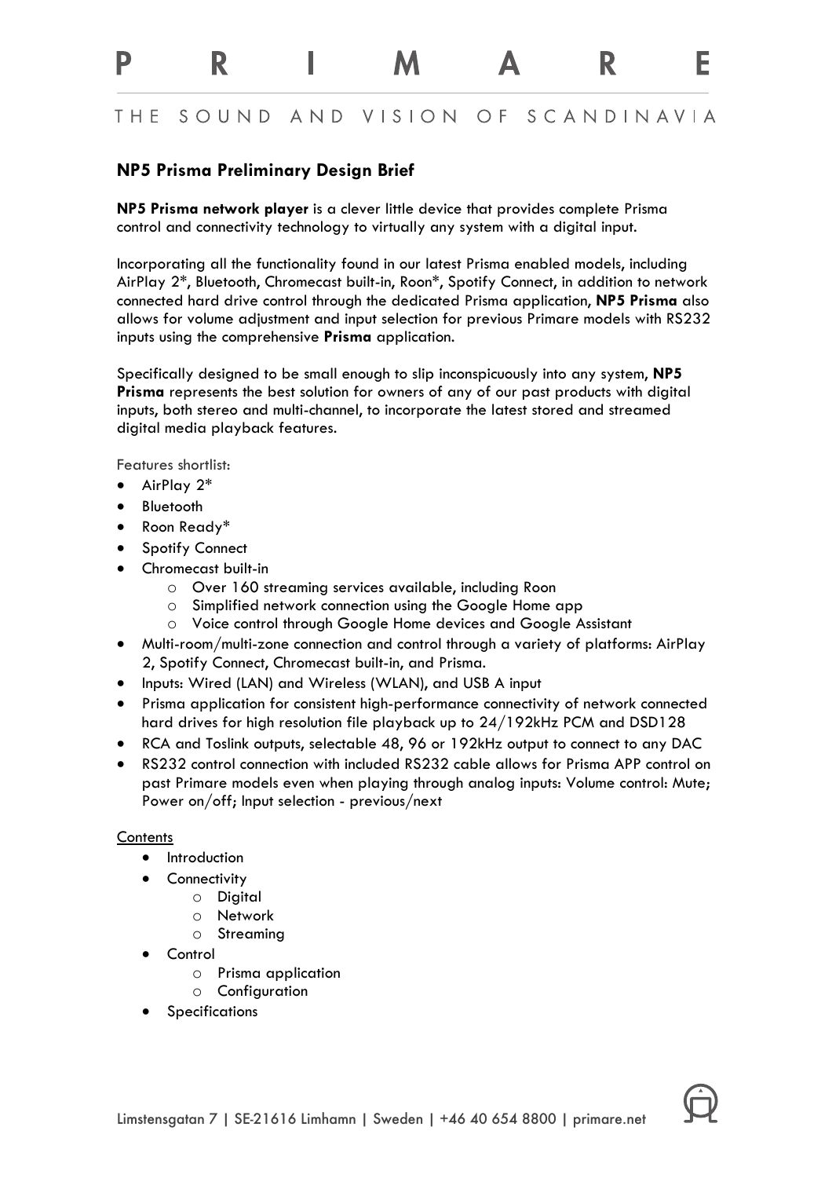# P R I M A R E

THE SOUND AND VISION OF SCANDINAVIA

## NP5 Prisma Preliminary Design Brief

**NP5 Prisma network player** is a clever little device that provides complete Prisma control and connectivity technology to virtually any system with a digital input.

Incorporating all the functionality found in our latest Prisma enabled models, including AirPlay 2*, Bluetooth, Chromecast built-in, Roon*, Spotify Connect, in addition to network connected hard drive control through the dedicated Prisma application, **NP5 Prisma** also allows for volume adjustment and input selection for previous Primare models with RS232 inputs using the comprehensive **Prisma** application.

Specifically designed to be small enough to slip inconspicuously into any system, **NP5 Prisma** represents the best solution for owners of any of our past products with digital inputs, both stereo and multi-channel, to incorporate the latest stored and streamed digital media playback features.

Features shortlist:

- AirPlay 2*
- Bluetooth
- Roon Ready*
- Spotify Connect
- Chromecast built-in
    - Over 160 streaming services available, including Roon
    - Simplified network connection using the Google Home app
    - Voice control through Google Home devices and Google Assistant
- Multi-room/multi-zone connection and control through a variety of platforms: AirPlay 2, Spotify Connect, Chromecast built-in, and Prisma.
- Inputs: Wired (LAN) and Wireless (WLAN), and USB A input
- Prisma application for consistent high-performance connectivity of network connected hard drives for high resolution file playback up to 24/192kHz PCM and DSD128
- RCA and Toslink outputs, selectable 48, 96 or 192kHz output to connect to any DAC
- RS232 control connection with included RS232 cable allows for Prisma APP control on past Primare models even when playing through analog inputs: Volume control: Mute; Power on/off; Input selection - previous/next

Contents

- Introduction
- Connectivity
    - Digital
    - Network
    - Streaming
- Control
    - Prisma application
    - Configuration
- Specifications

Limstensgatan 7 | SE-21616 Limhamn | Sweden | +46 40 654 8800 | primare.net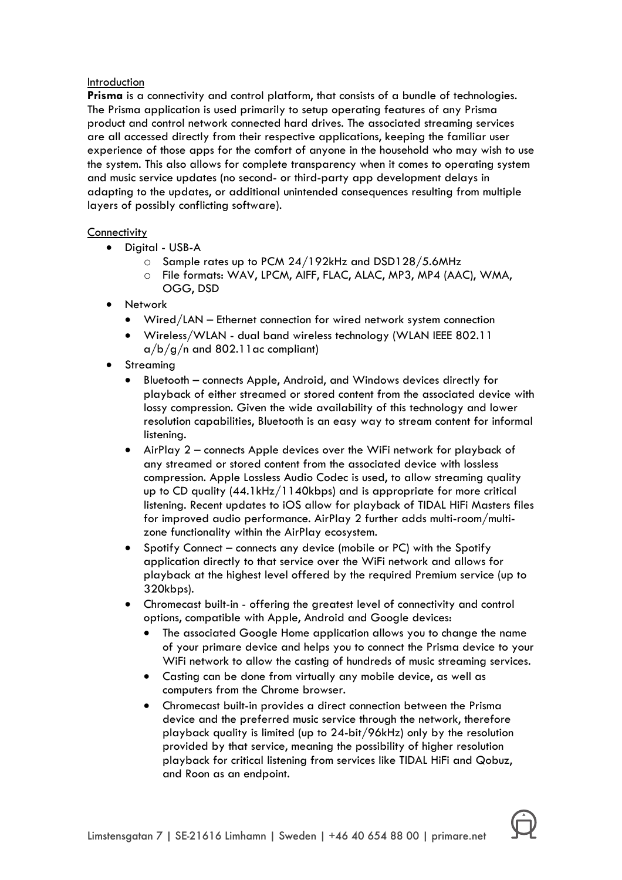<u>Introduction</u>

**Prisma** is a connectivity and control platform, that consists of a bundle of technologies. The Prisma application is used primarily to setup operating features of any Prisma product and control network connected hard drives. The associated streaming services are all accessed directly from their respective applications, keeping the familiar user experience of those apps for the comfort of anyone in the household who may wish to use the system. This also allows for complete transparency when it comes to operating system and music service updates (no second- or third-party app development delays in adapting to the updates, or additional unintended consequences resulting from multiple layers of possibly conflicting software).

<u>Connectivity</u>

- Digital - USB-A
    - Sample rates up to PCM 24/192kHz and DSD128/5.6MHz
    - File formats: WAV, LPCM, AIFF, FLAC, ALAC, MP3, MP4 (AAC), WMA, OGG, DSD
- Network
    - Wired/LAN – Ethernet connection for wired network system connection
    - Wireless/WLAN - dual band wireless technology (WLAN IEEE 802.11 a/b/g/n and 802.11ac compliant)
- Streaming
    - Bluetooth – connects Apple, Android, and Windows devices directly for playback of either streamed or stored content from the associated device with lossy compression. Given the wide availability of this technology and lower resolution capabilities, Bluetooth is an easy way to stream content for informal listening.
    - AirPlay 2 – connects Apple devices over the WiFi network for playback of any streamed or stored content from the associated device with lossless compression. Apple Lossless Audio Codec is used, to allow streaming quality up to CD quality (44.1kHz/1140kbps) and is appropriate for more critical listening. Recent updates to iOS allow for playback of TIDAL HiFi Masters files for improved audio performance. AirPlay 2 further adds multi-room/multi-zone functionality within the AirPlay ecosystem.
    - Spotify Connect – connects any device (mobile or PC) with the Spotify application directly to that service over the WiFi network and allows for playback at the highest level offered by the required Premium service (up to 320kbps).
    - Chromecast built-in - offering the greatest level of connectivity and control options, compatible with Apple, Android and Google devices:
        - The associated Google Home application allows you to change the name of your primare device and helps you to connect the Prisma device to your WiFi network to allow the casting of hundreds of music streaming services.
        - Casting can be done from virtually any mobile device, as well as computers from the Chrome browser.
        - Chromecast built-in provides a direct connection between the Prisma device and the preferred music service through the network, therefore playback quality is limited (up to 24-bit/96kHz) only by the resolution provided by that service, meaning the possibility of higher resolution playback for critical listening from services like TIDAL HiFi and Qobuz, and Roon as an endpoint.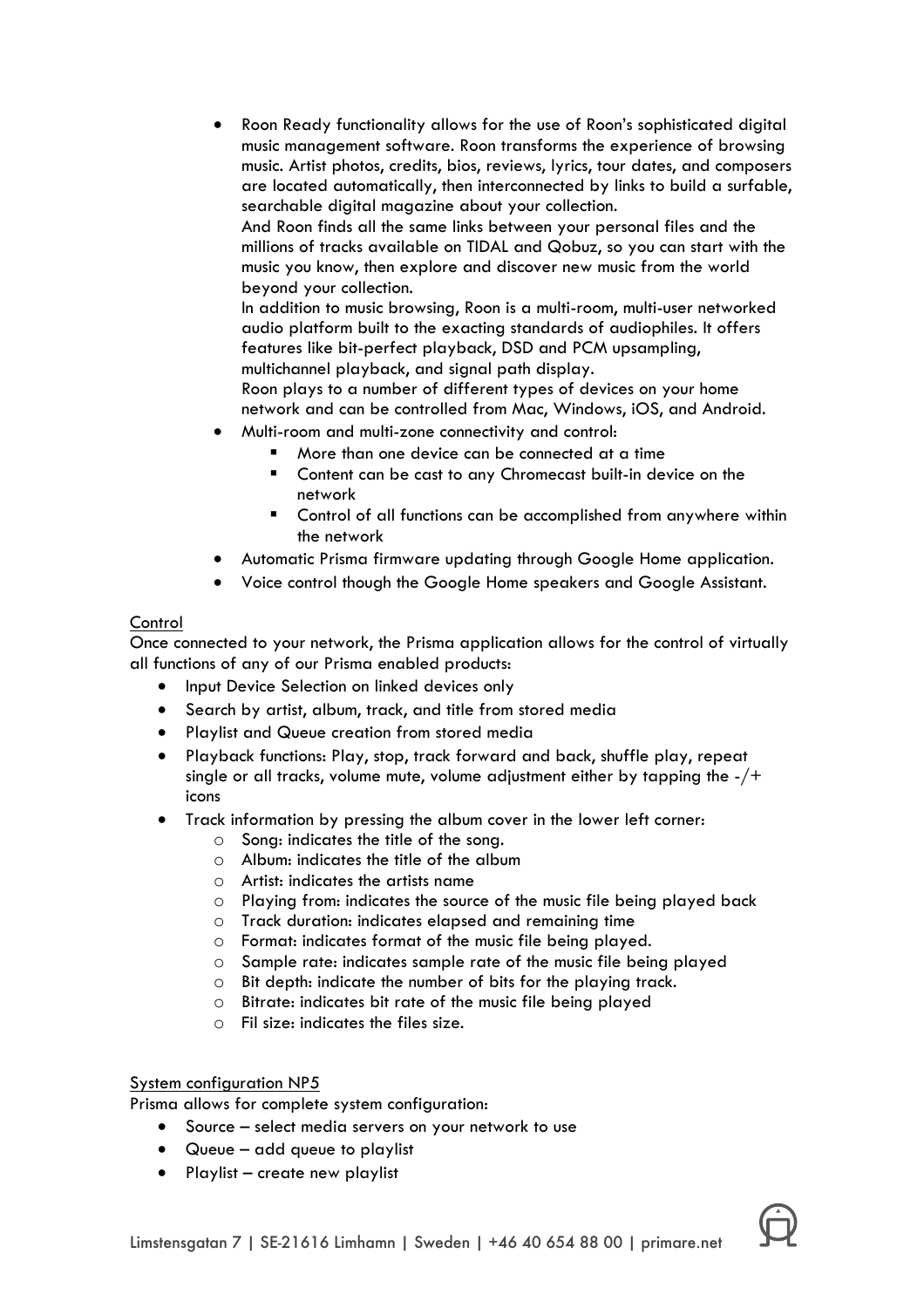- Roon Ready functionality allows for the use of Roon's sophisticated digital music management software. Roon transforms the experience of browsing music. Artist photos, credits, bios, reviews, lyrics, tour dates, and composers are located automatically, then interconnected by links to build a surfable, searchable digital magazine about your collection.
  And Roon finds all the same links between your personal files and the millions of tracks available on TIDAL and Qobuz, so you can start with the music you know, then explore and discover new music from the world beyond your collection.
  In addition to music browsing, Roon is a multi-room, multi-user networked audio platform built to the exacting standards of audiophiles. It offers features like bit-perfect playback, DSD and PCM upsampling, multichannel playback, and signal path display.
  Roon plays to a number of different types of devices on your home network and can be controlled from Mac, Windows, iOS, and Android.
- Multi-room and multi-zone connectivity and control:
  - More than one device can be connected at a time
  - Content can be cast to any Chromecast built-in device on the network
  - Control of all functions can be accomplished from anywhere within the network
- Automatic Prisma firmware updating through Google Home application.
- Voice control though the Google Home speakers and Google Assistant.

Control

Once connected to your network, the Prisma application allows for the control of virtually all functions of any of our Prisma enabled products:

- Input Device Selection on linked devices only
- Search by artist, album, track, and title from stored media
- Playlist and Queue creation from stored media
- Playback functions: Play, stop, track forward and back, shuffle play, repeat single or all tracks, volume mute, volume adjustment either by tapping the -/+ icons
- Track information by pressing the album cover in the lower left corner:
  - Song: indicates the title of the song.
  - Album: indicates the title of the album
  - Artist: indicates the artists name
  - Playing from: indicates the source of the music file being played back
  - Track duration: indicates elapsed and remaining time
  - Format: indicates format of the music file being played.
  - Sample rate: indicates sample rate of the music file being played
  - Bit depth: indicate the number of bits for the playing track.
  - Bitrate: indicates bit rate of the music file being played
  - Fil size: indicates the files size.

System configuration NP5

Prisma allows for complete system configuration:

- Source – select media servers on your network to use
- Queue – add queue to playlist
- Playlist – create new playlist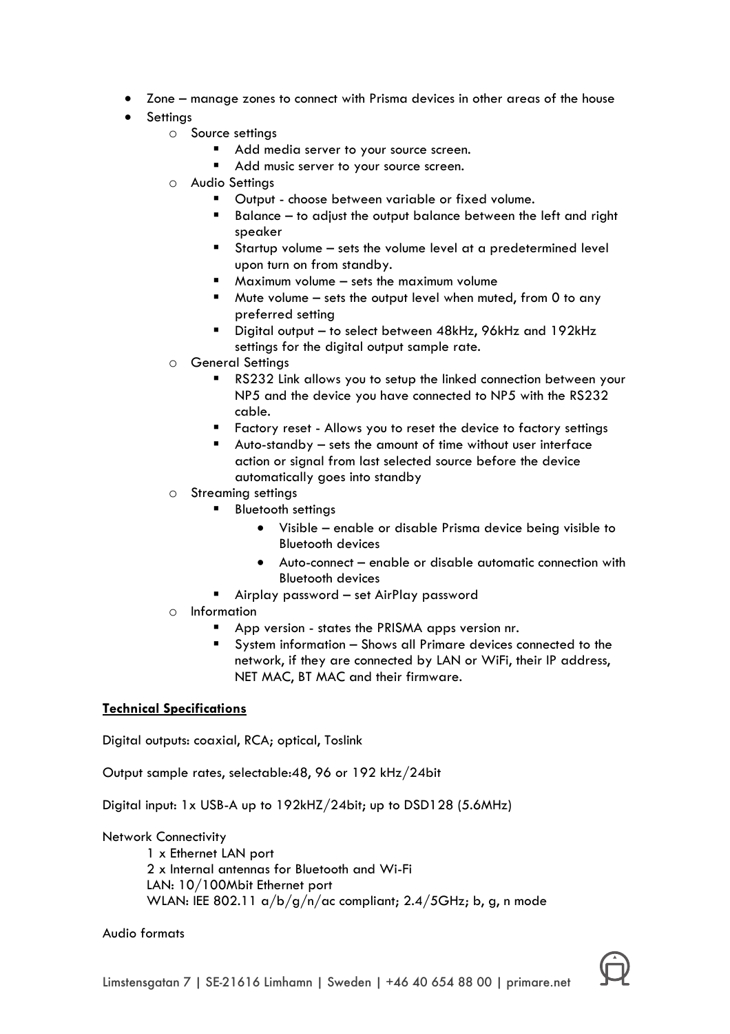- Zone – manage zones to connect with Prisma devices in other areas of the house
- Settings
    - Source settings
        - Add media server to your source screen.
        - Add music server to your source screen.
    - Audio Settings
        - Output - choose between variable or fixed volume.
        - Balance – to adjust the output balance between the left and right speaker
        - Startup volume – sets the volume level at a predetermined level upon turn on from standby.
        - Maximum volume – sets the maximum volume
        - Mute volume – sets the output level when muted, from 0 to any preferred setting
        - Digital output – to select between 48kHz, 96kHz and 192kHz settings for the digital output sample rate.
    - General Settings
        - RS232 Link allows you to setup the linked connection between your NP5 and the device you have connected to NP5 with the RS232 cable.
        - Factory reset - Allows you to reset the device to factory settings
        - Auto-standby – sets the amount of time without user interface action or signal from last selected source before the device automatically goes into standby
    - Streaming settings
        - Bluetooth settings
            - Visible – enable or disable Prisma device being visible to Bluetooth devices
            - Auto-connect – enable or disable automatic connection with Bluetooth devices
        - Airplay password – set AirPlay password
    - Information
        - App version - states the PRISMA apps version nr.
        - System information – Shows all Primare devices connected to the network, if they are connected by LAN or WiFi, their IP address, NET MAC, BT MAC and their firmware.

**Technical Specifications**

Digital outputs: coaxial, RCA; optical, Toslink

Output sample rates, selectable:48, 96 or 192 kHz/24bit

Digital input: 1x USB-A up to 192kHZ/24bit; up to DSD128 (5.6MHz)

Network Connectivity

1 x Ethernet LAN port
2 x Internal antennas for Bluetooth and Wi-Fi
LAN: 10/100Mbit Ethernet port
WLAN: IEE 802.11 a/b/g/n/ac compliant; 2.4/5GHz; b, g, n mode

Audio formats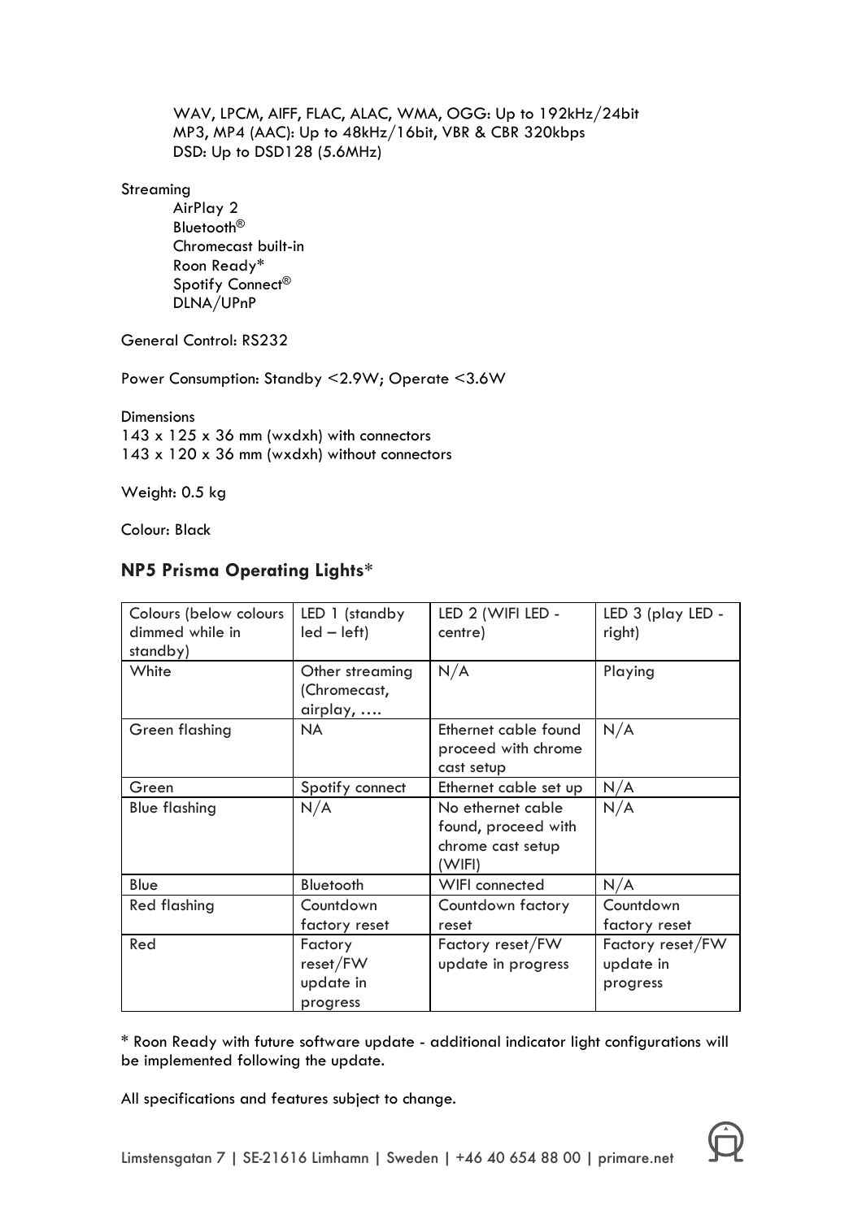WAV, LPCM, AIFF, FLAC, ALAC, WMA, OGG: Up to 192kHz/24bit
MP3, MP4 (AAC): Up to 48kHz/16bit, VBR & CBR 320kbps
DSD: Up to DSD128 (5.6MHz)

Streaming

- AirPlay 2
- Bluetooth®
- Chromecast built-in
- Roon Ready*
- Spotify Connect®
- DLNA/UPnP

General Control: RS232

Power Consumption: Standby <2.9W; Operate <3.6W

Dimensions
143 x 125 x 36 mm (wxdxh) with connectors
143 x 120 x 36 mm (wxdxh) without connectors

Weight: 0.5 kg

Colour: Black

## NP5 Prisma Operating Lights*

| Colours (below colours dimmed while in standby) | LED 1 (standby led – left) | LED 2 (WIFI LED - centre) | LED 3 (play LED - right) |
|---|---|---|---|
| White | Other streaming (Chromecast, airplay, …. | N/A | Playing |
| Green flashing | NA | Ethernet cable found proceed with chrome cast setup | N/A |
| Green | Spotify connect | Ethernet cable set up | N/A |
| Blue flashing | N/A | No ethernet cable found, proceed with chrome cast setup (WIFI) | N/A |
| Blue | Bluetooth | WIFI connected | N/A |
| Red flashing | Countdown factory reset | Countdown factory reset | Countdown factory reset |
| Red | Factory reset/FW update in progress | Factory reset/FW update in progress | Factory reset/FW update in progress |

* Roon Ready with future software update - additional indicator light configurations will be implemented following the update.

All specifications and features subject to change.

Limstensgatan 7 | SE-21616 Limhamn | Sweden | +46 40 654 88 00 | primare.net